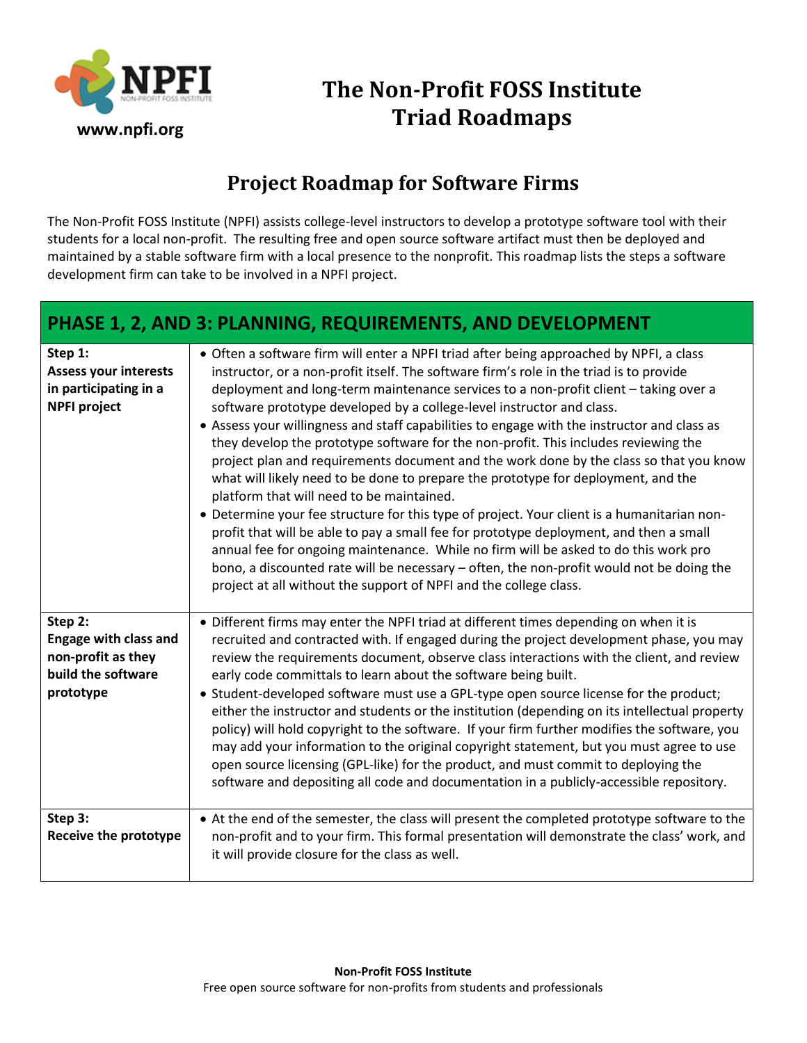**www.npfi.org**

# The Non-Profit FOSS Institute Triad Roadmaps

## Project Roadmap for Software Firms

The Non-Profit FOSS Institute (NPFI) assists college-level instructors to develop a prototype software tool with their students for a local non-profit. The resulting free and open source software artifact must then be deployed and maintained by a stable software firm with a local presence to the nonprofit. This roadmap lists the steps a software development firm can take to be involved in a NPFI project.

| PHASE 1, 2, AND 3: PLANNING, REQUIREMENTS, AND DEVELOPMENT | |
|---|---|
| **Step 1: Assess your interests in participating in a NPFI project** | • Often a software firm will enter a NPFI triad after being approached by NPFI, a class instructor, or a non-profit itself. The software firm's role in the triad is to provide deployment and long-term maintenance services to a non-profit client – taking over a software prototype developed by a college-level instructor and class.<br>• Assess your willingness and staff capabilities to engage with the instructor and class as they develop the prototype software for the non-profit. This includes reviewing the project plan and requirements document and the work done by the class so that you know what will likely need to be done to prepare the prototype for deployment, and the platform that will need to be maintained.<br>• Determine your fee structure for this type of project. Your client is a humanitarian non-profit that will be able to pay a small fee for prototype deployment, and then a small annual fee for ongoing maintenance. While no firm will be asked to do this work pro bono, a discounted rate will be necessary – often, the non-profit would not be doing the project at all without the support of NPFI and the college class. |
| **Step 2: Engage with class and non-profit as they build the software prototype** | • Different firms may enter the NPFI triad at different times depending on when it is recruited and contracted with. If engaged during the project development phase, you may review the requirements document, observe class interactions with the client, and review early code committals to learn about the software being built.<br>• Student-developed software must use a GPL-type open source license for the product; either the instructor and students or the institution (depending on its intellectual property policy) will hold copyright to the software. If your firm further modifies the software, you may add your information to the original copyright statement, but you must agree to use open source licensing (GPL-like) for the product, and must commit to deploying the software and depositing all code and documentation in a publicly-accessible repository. |
| **Step 3: Receive the prototype** | • At the end of the semester, the class will present the completed prototype software to the non-profit and to your firm. This formal presentation will demonstrate the class' work, and it will provide closure for the class as well. |

**Non-Profit FOSS Institute**
Free open source software for non-profits from students and professionals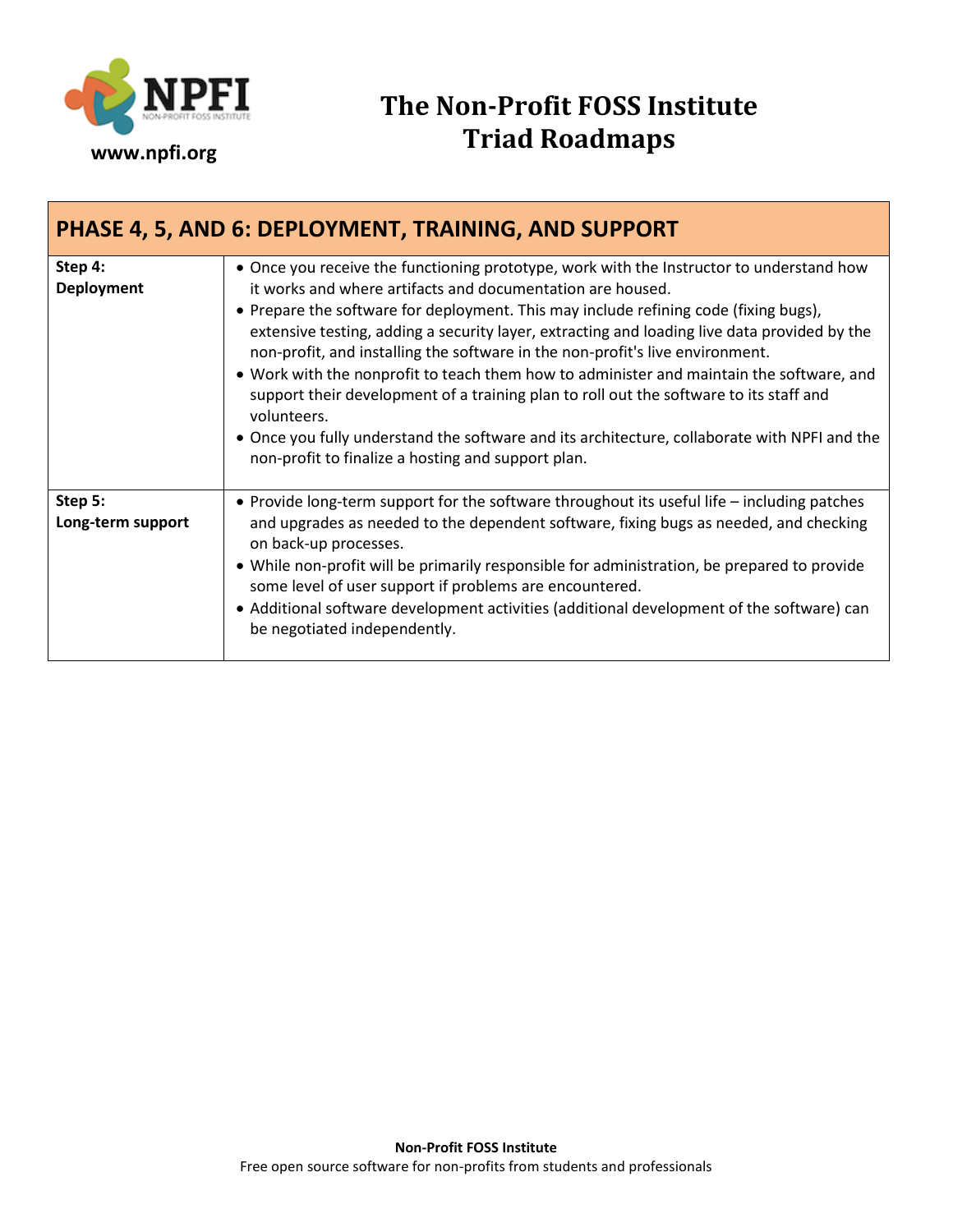www.npfi.org

# The Non-Profit FOSS Institute Triad Roadmaps

## PHASE 4, 5, AND 6: DEPLOYMENT, TRAINING, AND SUPPORT

| | |
|---|---|
| **Step 4: Deployment** | • Once you receive the functioning prototype, work with the Instructor to understand how it works and where artifacts and documentation are housed.<br>• Prepare the software for deployment. This may include refining code (fixing bugs), extensive testing, adding a security layer, extracting and loading live data provided by the non-profit, and installing the software in the non-profit's live environment.<br>• Work with the nonprofit to teach them how to administer and maintain the software, and support their development of a training plan to roll out the software to its staff and volunteers.<br>• Once you fully understand the software and its architecture, collaborate with NPFI and the non-profit to finalize a hosting and support plan. |
| **Step 5: Long-term support** | • Provide long-term support for the software throughout its useful life – including patches and upgrades as needed to the dependent software, fixing bugs as needed, and checking on back-up processes.<br>• While non-profit will be primarily responsible for administration, be prepared to provide some level of user support if problems are encountered.<br>• Additional software development activities (additional development of the software) can be negotiated independently. |

**Non-Profit FOSS Institute**
Free open source software for non-profits from students and professionals